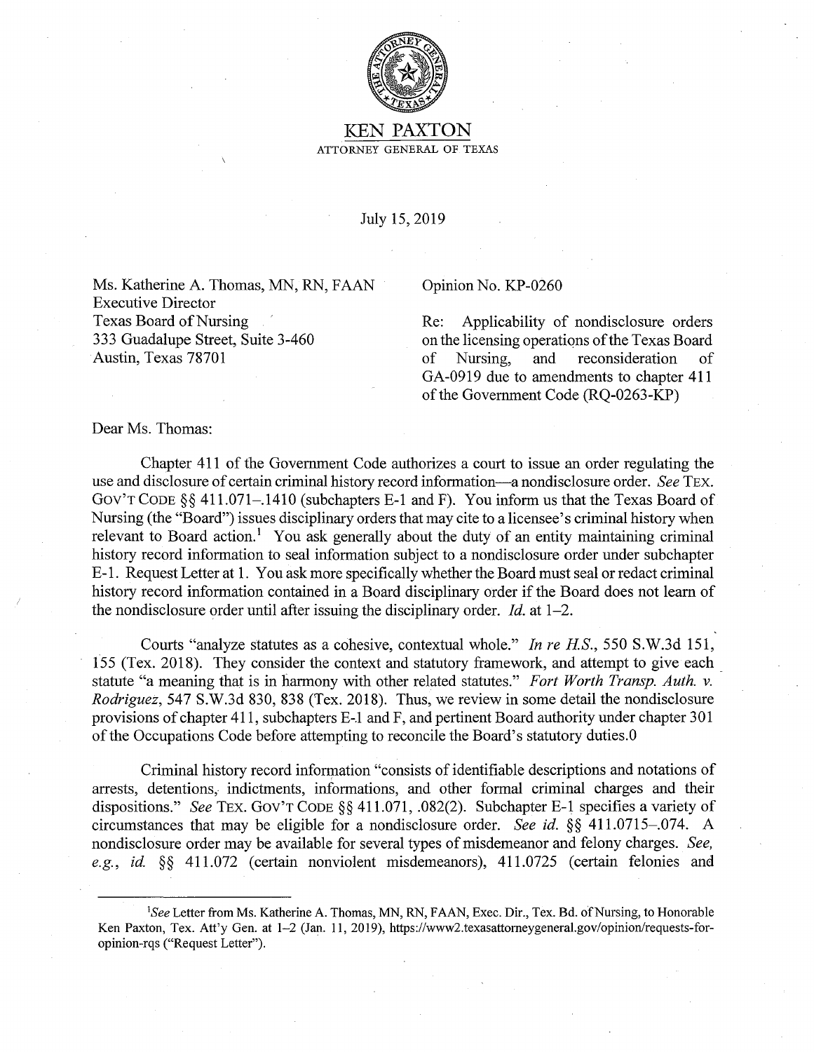KEN PAXTON

ATTORNEY GENERAL OF TEXAS

July 15, 2019

Ms. Katherine A. Thomas, MN, RN, FAAN
Executive Director
Texas Board of Nursing
333 Guadalupe Street, Suite 3-460
Austin, Texas 78701

Opinion No. KP-0260

Re: Applicability of nondisclosure orders on the licensing operations of the Texas Board of Nursing, and reconsideration of GA-0919 due to amendments to chapter 411 of the Government Code (RQ-0263-KP)

Dear Ms. Thomas:

Chapter 411 of the Government Code authorizes a court to issue an order regulating the use and disclosure of certain criminal history record information—a nondisclosure order. *See* TEX. GOV'T CODE §§ 411.071–.1410 (subchapters E-1 and F). You inform us that the Texas Board of Nursing (the "Board") issues disciplinary orders that may cite to a licensee's criminal history when relevant to Board action.[1] You ask generally about the duty of an entity maintaining criminal history record information to seal information subject to a nondisclosure order under subchapter E-1. Request Letter at 1. You ask more specifically whether the Board must seal or redact criminal history record information contained in a Board disciplinary order if the Board does not learn of the nondisclosure order until after issuing the disciplinary order. *Id.* at 1–2.

Courts "analyze statutes as a cohesive, contextual whole." *In re H.S.*, 550 S.W.3d 151, 155 (Tex. 2018). They consider the context and statutory framework, and attempt to give each statute "a meaning that is in harmony with other related statutes." *Fort Worth Transp. Auth. v. Rodriguez*, 547 S.W.3d 830, 838 (Tex. 2018). Thus, we review in some detail the nondisclosure provisions of chapter 411, subchapters E-1 and F, and pertinent Board authority under chapter 301 of the Occupations Code before attempting to reconcile the Board's statutory duties.0

Criminal history record information "consists of identifiable descriptions and notations of arrests, detentions, indictments, informations, and other formal criminal charges and their dispositions." *See* TEX. GOV'T CODE §§ 411.071, .082(2). Subchapter E-1 specifies a variety of circumstances that may be eligible for a nondisclosure order. *See id.* §§ 411.0715–.074. A nondisclosure order may be available for several types of misdemeanor and felony charges. *See, e.g., id.* §§ 411.072 (certain nonviolent misdemeanors), 411.0725 (certain felonies and

---

[1]*See* Letter from Ms. Katherine A. Thomas, MN, RN, FAAN, Exec. Dir., Tex. Bd. of Nursing, to Honorable Ken Paxton, Tex. Att'y Gen. at 1–2 (Jan. 11, 2019), https://www2.texasattorneygeneral.gov/opinion/requests-for-opinion-rqs ("Request Letter").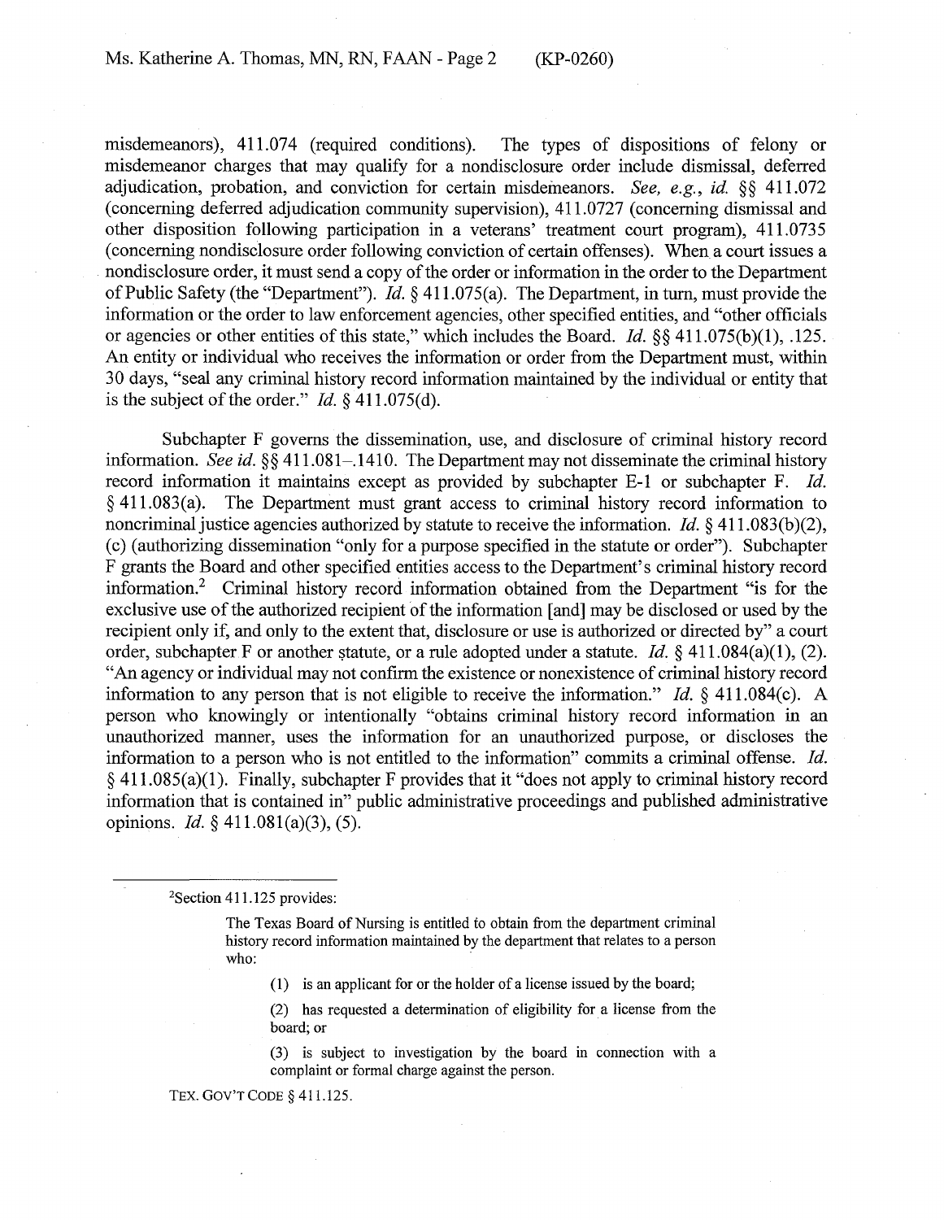misdemeanors), 411.074 (required conditions). The types of dispositions of felony or misdemeanor charges that may qualify for a nondisclosure order include dismissal, deferred adjudication, probation, and conviction for certain misdemeanors. *See, e.g.*, *id.* §§ 411.072 (concerning deferred adjudication community supervision), 411.0727 (concerning dismissal and other disposition following participation in a veterans' treatment court program), 411.0735 (concerning nondisclosure order following conviction of certain offenses). When a court issues a nondisclosure order, it must send a copy of the order or information in the order to the Department of Public Safety (the "Department"). *Id.* § 411.075(a). The Department, in turn, must provide the information or the order to law enforcement agencies, other specified entities, and "other officials or agencies or other entities of this state," which includes the Board. *Id.* §§ 411.075(b)(1), .125. An entity or individual who receives the information or order from the Department must, within 30 days, "seal any criminal history record information maintained by the individual or entity that is the subject of the order." *Id.* § 411.075(d).

Subchapter F governs the dissemination, use, and disclosure of criminal history record information. *See id.* §§ 411.081–.1410. The Department may not disseminate the criminal history record information it maintains except as provided by subchapter E-1 or subchapter F. *Id.* § 411.083(a). The Department must grant access to criminal history record information to noncriminal justice agencies authorized by statute to receive the information. *Id.* § 411.083(b)(2), (c) (authorizing dissemination "only for a purpose specified in the statute or order"). Subchapter F grants the Board and other specified entities access to the Department's criminal history record information.[2] Criminal history record information obtained from the Department "is for the exclusive use of the authorized recipient of the information [and] may be disclosed or used by the recipient only if, and only to the extent that, disclosure or use is authorized or directed by" a court order, subchapter F or another statute, or a rule adopted under a statute. *Id.* § 411.084(a)(1), (2). "An agency or individual may not confirm the existence or nonexistence of criminal history record information to any person that is not eligible to receive the information." *Id.* § 411.084(c). A person who knowingly or intentionally "obtains criminal history record information in an unauthorized manner, uses the information for an unauthorized purpose, or discloses the information to a person who is not entitled to the information" commits a criminal offense. *Id.* § 411.085(a)(1). Finally, subchapter F provides that it "does not apply to criminal history record information that is contained in" public administrative proceedings and published administrative opinions. *Id.* § 411.081(a)(3), (5).

---

[2]Section 411.125 provides:

> The Texas Board of Nursing is entitled to obtain from the department criminal history record information maintained by the department that relates to a person who:
>
> (1) is an applicant for or the holder of a license issued by the board;
>
> (2) has requested a determination of eligibility for a license from the board; or
>
> (3) is subject to investigation by the board in connection with a complaint or formal charge against the person.

TEX. GOV'T CODE § 411.125.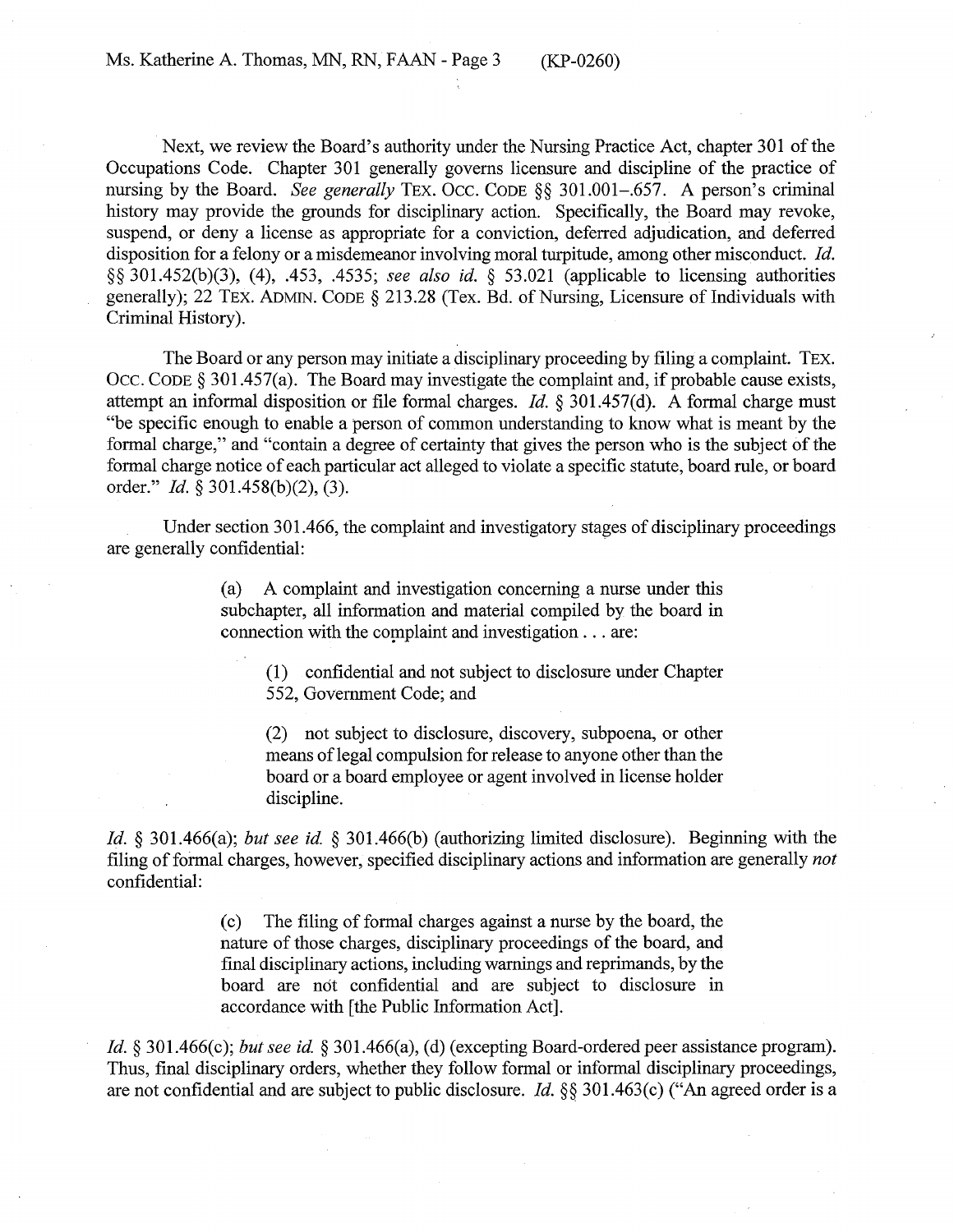Next, we review the Board's authority under the Nursing Practice Act, chapter 301 of the Occupations Code. Chapter 301 generally governs licensure and discipline of the practice of nursing by the Board. *See generally* TEX. OCC. CODE §§ 301.001–.657. A person's criminal history may provide the grounds for disciplinary action. Specifically, the Board may revoke, suspend, or deny a license as appropriate for a conviction, deferred adjudication, and deferred disposition for a felony or a misdemeanor involving moral turpitude, among other misconduct. *Id.* §§ 301.452(b)(3), (4), .453, .4535; *see also id.* § 53.021 (applicable to licensing authorities generally); 22 TEX. ADMIN. CODE § 213.28 (Tex. Bd. of Nursing, Licensure of Individuals with Criminal History).

The Board or any person may initiate a disciplinary proceeding by filing a complaint. TEX. OCC. CODE § 301.457(a). The Board may investigate the complaint and, if probable cause exists, attempt an informal disposition or file formal charges. *Id.* § 301.457(d). A formal charge must "be specific enough to enable a person of common understanding to know what is meant by the formal charge," and "contain a degree of certainty that gives the person who is the subject of the formal charge notice of each particular act alleged to violate a specific statute, board rule, or board order." *Id.* § 301.458(b)(2), (3).

Under section 301.466, the complaint and investigatory stages of disciplinary proceedings are generally confidential:

> (a) A complaint and investigation concerning a nurse under this subchapter, all information and material compiled by the board in connection with the complaint and investigation . . . are:
>
> (1) confidential and not subject to disclosure under Chapter 552, Government Code; and
>
> (2) not subject to disclosure, discovery, subpoena, or other means of legal compulsion for release to anyone other than the board or a board employee or agent involved in license holder discipline.

*Id.* § 301.466(a); *but see id.* § 301.466(b) (authorizing limited disclosure). Beginning with the filing of formal charges, however, specified disciplinary actions and information are generally *not* confidential:

> (c) The filing of formal charges against a nurse by the board, the nature of those charges, disciplinary proceedings of the board, and final disciplinary actions, including warnings and reprimands, by the board are not confidential and are subject to disclosure in accordance with [the Public Information Act].

*Id.* § 301.466(c); *but see id.* § 301.466(a), (d) (excepting Board-ordered peer assistance program). Thus, final disciplinary orders, whether they follow formal or informal disciplinary proceedings, are not confidential and are subject to public disclosure. *Id.* §§ 301.463(c) ("An agreed order is a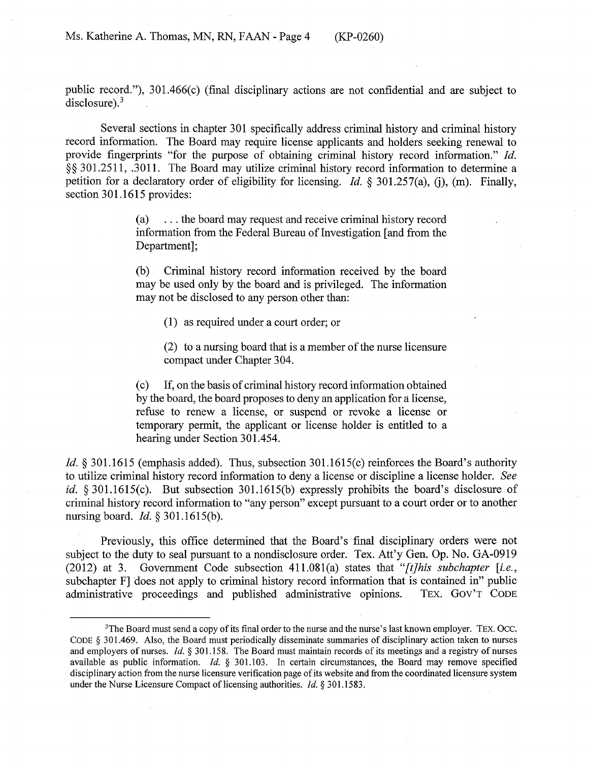public record."), 301.466(c) (final disciplinary actions are not confidential and are subject to disclosure).[3]

Several sections in chapter 301 specifically address criminal history and criminal history record information. The Board may require license applicants and holders seeking renewal to provide fingerprints "for the purpose of obtaining criminal history record information." *Id.* §§ 301.2511, .3011. The Board may utilize criminal history record information to determine a petition for a declaratory order of eligibility for licensing. *Id.* § 301.257(a), (j), (m). Finally, section 301.1615 provides:

> (a) . . . the board may request and receive criminal history record information from the Federal Bureau of Investigation [and from the Department];
>
> (b) Criminal history record information received by the board may be used only by the board and is privileged. The information may not be disclosed to any person other than:
>
> (1) as required under a court order; or
>
> (2) to a nursing board that is a member of the nurse licensure compact under Chapter 304.
>
> (c) If, on the basis of criminal history record information obtained by the board, the board proposes to deny an application for a license, refuse to renew a license, or suspend or revoke a license or temporary permit, the applicant or license holder is entitled to a hearing under Section 301.454.

*Id.* § 301.1615 (emphasis added). Thus, subsection 301.1615(c) reinforces the Board's authority to utilize criminal history record information to deny a license or discipline a license holder. *See id.* § 301.1615(c). But subsection 301.1615(b) expressly prohibits the board's disclosure of criminal history record information to "any person" except pursuant to a court order or to another nursing board. *Id.* § 301.1615(b).

Previously, this office determined that the Board's final disciplinary orders were not subject to the duty to seal pursuant to a nondisclosure order. Tex. Att'y Gen. Op. No. GA-0919 (2012) at 3. Government Code subsection 411.081(a) states that "*[t]his subchapter* [*i.e.*, subchapter F] does not apply to criminal history record information that is contained in" public administrative proceedings and published administrative opinions. TEX. GOV'T CODE

---

[3] The Board must send a copy of its final order to the nurse and the nurse's last known employer. TEX. OCC. CODE § 301.469. Also, the Board must periodically disseminate summaries of disciplinary action taken to nurses and employers of nurses. *Id.* § 301.158. The Board must maintain records of its meetings and a registry of nurses available as public information. *Id.* § 301.103. In certain circumstances, the Board may remove specified disciplinary action from the nurse licensure verification page of its website and from the coordinated licensure system under the Nurse Licensure Compact of licensing authorities. *Id.* § 301.1583.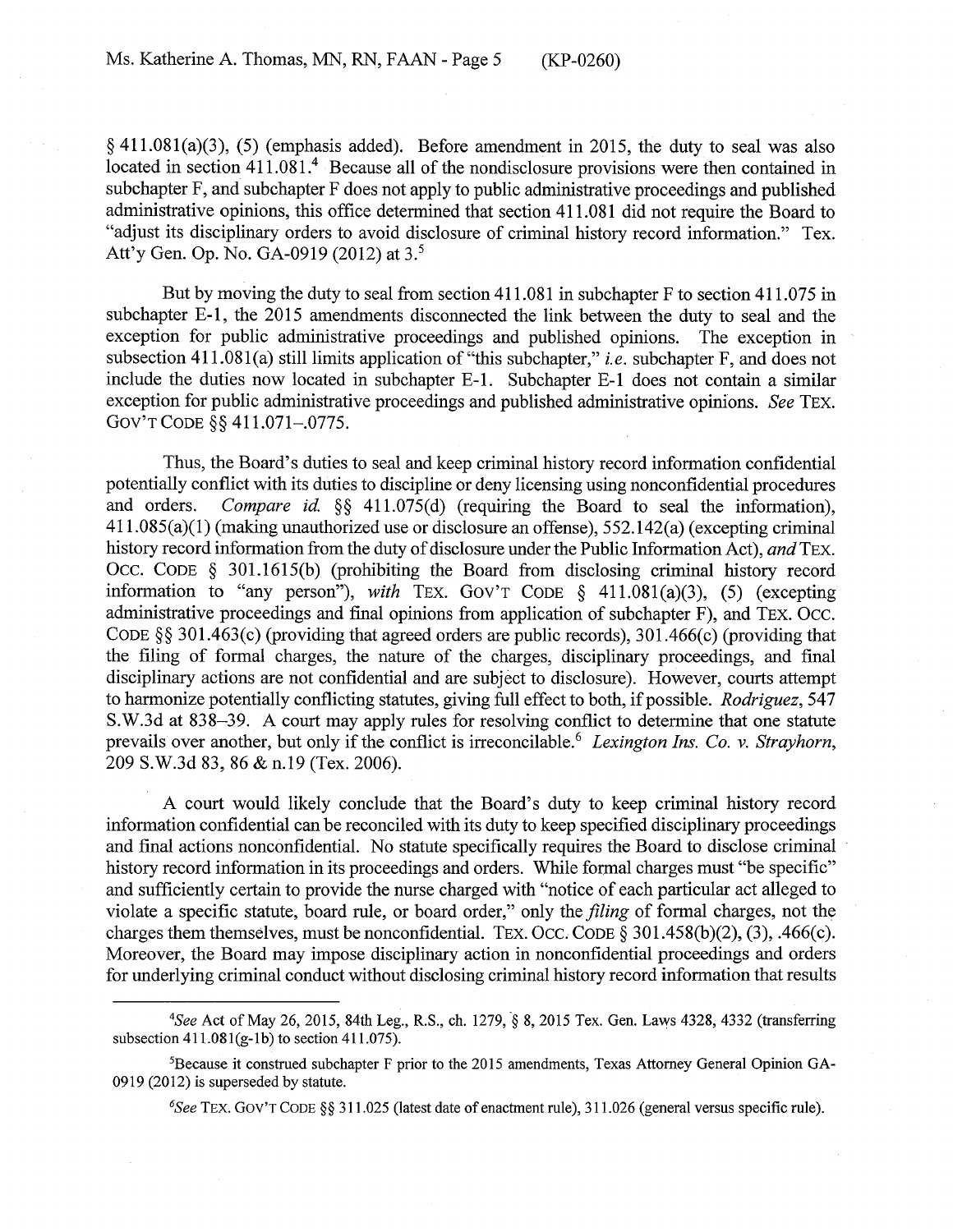§ 411.081(a)(3), (5) (emphasis added). Before amendment in 2015, the duty to seal was also located in section 411.081.[4] Because all of the nondisclosure provisions were then contained in subchapter F, and subchapter F does not apply to public administrative proceedings and published administrative opinions, this office determined that section 411.081 did not require the Board to "adjust its disciplinary orders to avoid disclosure of criminal history record information." Tex. Att'y Gen. Op. No. GA-0919 (2012) at 3.[5]

But by moving the duty to seal from section 411.081 in subchapter F to section 411.075 in subchapter E-1, the 2015 amendments disconnected the link between the duty to seal and the exception for public administrative proceedings and published opinions. The exception in subsection 411.081(a) still limits application of "this subchapter," *i.e.* subchapter F, and does not include the duties now located in subchapter E-1. Subchapter E-1 does not contain a similar exception for public administrative proceedings and published administrative opinions. *See* TEX. GOV'T CODE §§ 411.071–.0775.

Thus, the Board's duties to seal and keep criminal history record information confidential potentially conflict with its duties to discipline or deny licensing using nonconfidential procedures and orders. *Compare id.* §§ 411.075(d) (requiring the Board to seal the information), 411.085(a)(1) (making unauthorized use or disclosure an offense), 552.142(a) (excepting criminal history record information from the duty of disclosure under the Public Information Act), *and* TEX. OCC. CODE § 301.1615(b) (prohibiting the Board from disclosing criminal history record information to "any person"), *with* TEX. GOV'T CODE § 411.081(a)(3), (5) (excepting administrative proceedings and final opinions from application of subchapter F), and TEX. OCC. CODE §§ 301.463(c) (providing that agreed orders are public records), 301.466(c) (providing that the filing of formal charges, the nature of the charges, disciplinary proceedings, and final disciplinary actions are not confidential and are subject to disclosure). However, courts attempt to harmonize potentially conflicting statutes, giving full effect to both, if possible. *Rodriguez*, 547 S.W.3d at 838–39. A court may apply rules for resolving conflict to determine that one statute prevails over another, but only if the conflict is irreconcilable.[6] *Lexington Ins. Co. v. Strayhorn*, 209 S.W.3d 83, 86 & n.19 (Tex. 2006).

A court would likely conclude that the Board's duty to keep criminal history record information confidential can be reconciled with its duty to keep specified disciplinary proceedings and final actions nonconfidential. No statute specifically requires the Board to disclose criminal history record information in its proceedings and orders. While formal charges must "be specific" and sufficiently certain to provide the nurse charged with "notice of each particular act alleged to violate a specific statute, board rule, or board order," only the *filing* of formal charges, not the charges them themselves, must be nonconfidential. TEX. OCC. CODE § 301.458(b)(2), (3), .466(c). Moreover, the Board may impose disciplinary action in nonconfidential proceedings and orders for underlying criminal conduct without disclosing criminal history record information that results

---

[4] *See* Act of May 26, 2015, 84th Leg., R.S., ch. 1279, § 8, 2015 Tex. Gen. Laws 4328, 4332 (transferring subsection 411.081(g-1b) to section 411.075).

[5] Because it construed subchapter F prior to the 2015 amendments, Texas Attorney General Opinion GA-0919 (2012) is superseded by statute.

[6] *See* TEX. GOV'T CODE §§ 311.025 (latest date of enactment rule), 311.026 (general versus specific rule).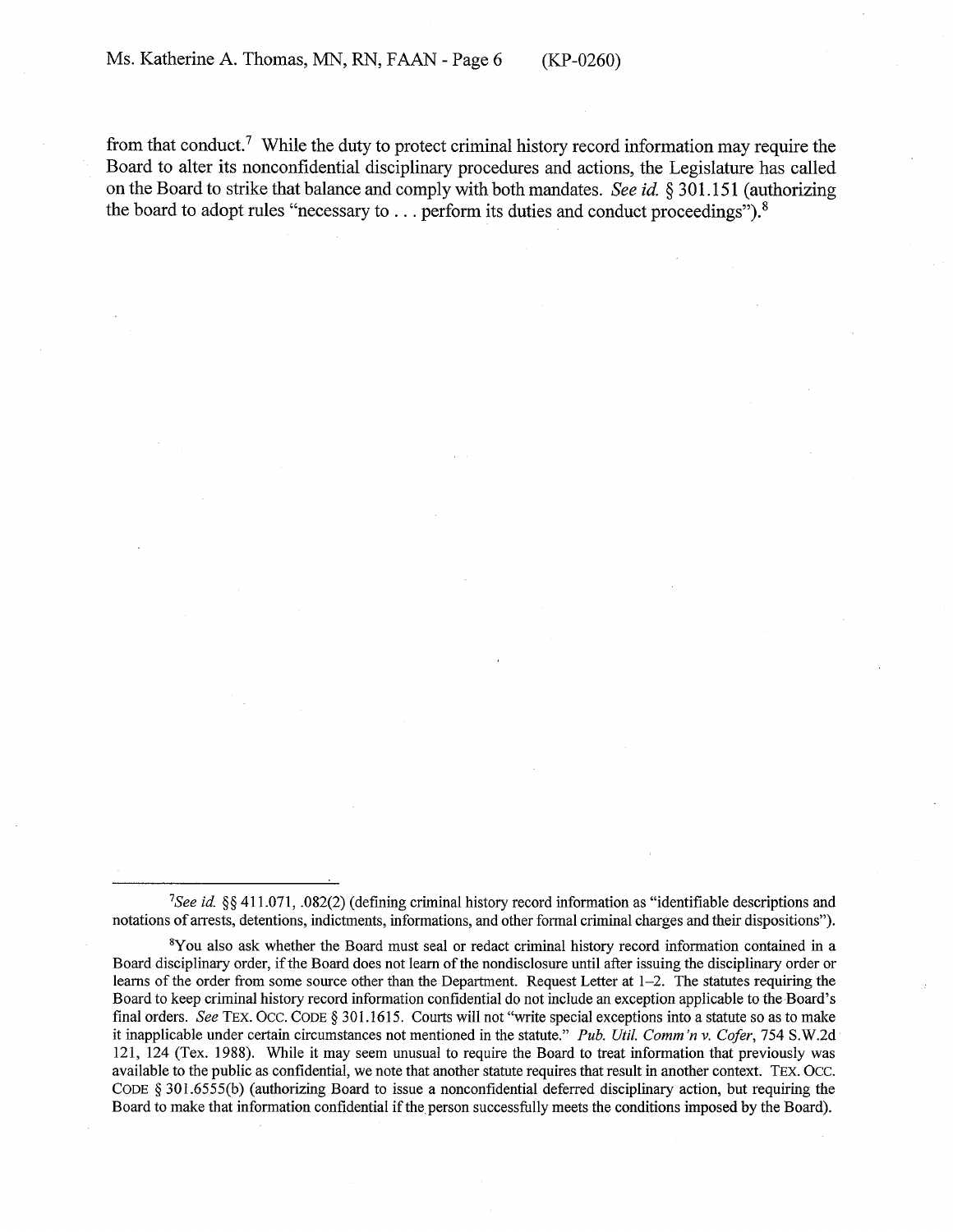from that conduct.[7] While the duty to protect criminal history record information may require the Board to alter its nonconfidential disciplinary procedures and actions, the Legislature has called on the Board to strike that balance and comply with both mandates. *See id.* § 301.151 (authorizing the board to adopt rules "necessary to . . . perform its duties and conduct proceedings").[8]

---

[7]*See id.* §§ 411.071, .082(2) (defining criminal history record information as "identifiable descriptions and notations of arrests, detentions, indictments, informations, and other formal criminal charges and their dispositions").

[8]You also ask whether the Board must seal or redact criminal history record information contained in a Board disciplinary order, if the Board does not learn of the nondisclosure until after issuing the disciplinary order or learns of the order from some source other than the Department. Request Letter at 1–2. The statutes requiring the Board to keep criminal history record information confidential do not include an exception applicable to the Board's final orders. *See* TEX. OCC. CODE § 301.1615. Courts will not "write special exceptions into a statute so as to make it inapplicable under certain circumstances not mentioned in the statute." *Pub. Util. Comm'n v. Cofer*, 754 S.W.2d 121, 124 (Tex. 1988). While it may seem unusual to require the Board to treat information that previously was available to the public as confidential, we note that another statute requires that result in another context. TEX. OCC. CODE § 301.6555(b) (authorizing Board to issue a nonconfidential deferred disciplinary action, but requiring the Board to make that information confidential if the person successfully meets the conditions imposed by the Board).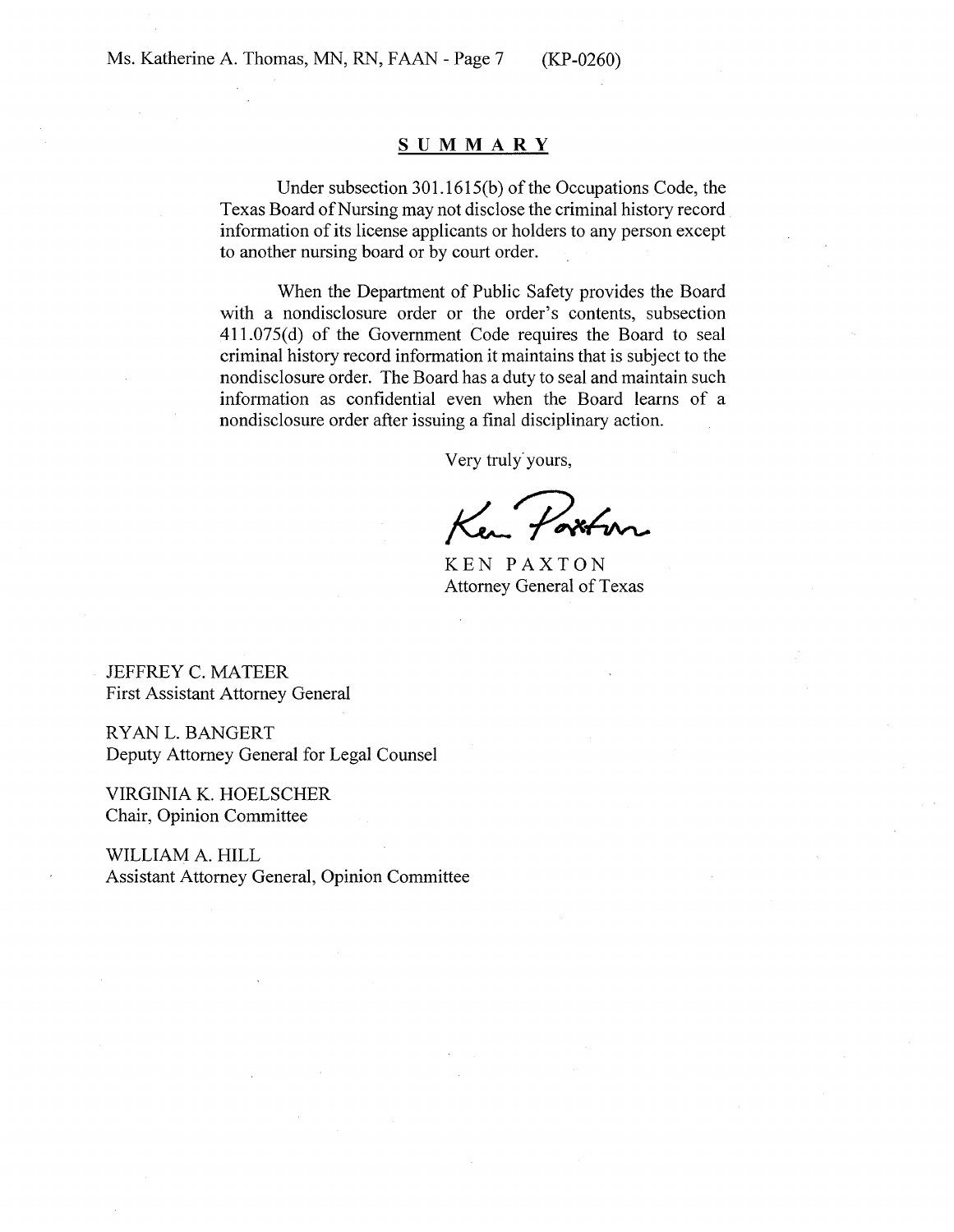## SUMMARY

Under subsection 301.1615(b) of the Occupations Code, the Texas Board of Nursing may not disclose the criminal history record information of its license applicants or holders to any person except to another nursing board or by court order.

When the Department of Public Safety provides the Board with a nondisclosure order or the order's contents, subsection 411.075(d) of the Government Code requires the Board to seal criminal history record information it maintains that is subject to the nondisclosure order. The Board has a duty to seal and maintain such information as confidential even when the Board learns of a nondisclosure order after issuing a final disciplinary action.

Very truly yours,

KEN PAXTON
Attorney General of Texas

JEFFREY C. MATEER
First Assistant Attorney General

RYAN L. BANGERT
Deputy Attorney General for Legal Counsel

VIRGINIA K. HOELSCHER
Chair, Opinion Committee

WILLIAM A. HILL
Assistant Attorney General, Opinion Committee